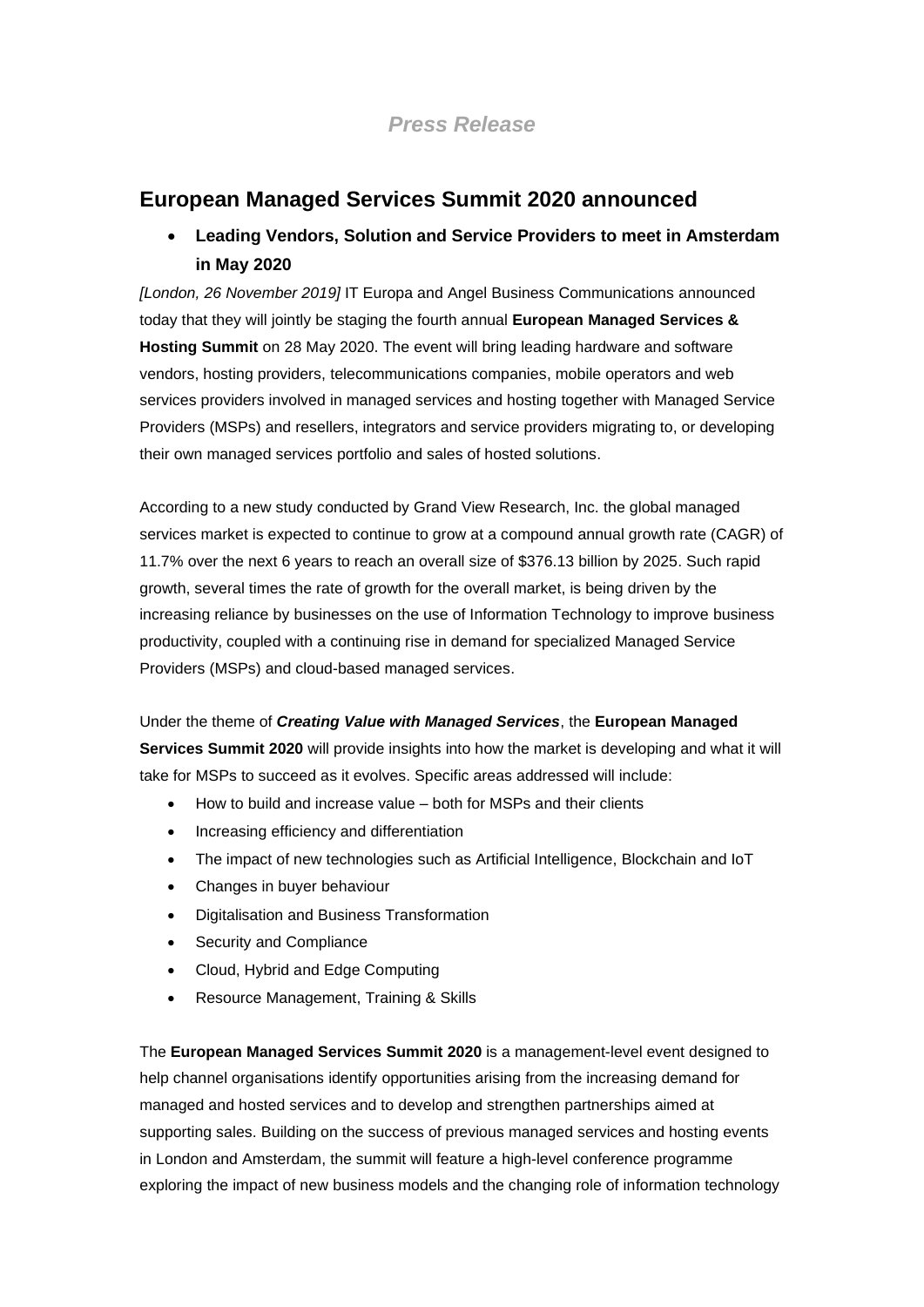*Press Release*

## European Managed Services Summit 2020 announced

- **Leading Vendors, Solution and Service Providers to meet in Amsterdam in May 2020**

*[London, 26 November 2019]* IT Europa and Angel Business Communications announced today that they will jointly be staging the fourth annual **European Managed Services & Hosting Summit** on 28 May 2020. The event will bring leading hardware and software vendors, hosting providers, telecommunications companies, mobile operators and web services providers involved in managed services and hosting together with Managed Service Providers (MSPs) and resellers, integrators and service providers migrating to, or developing their own managed services portfolio and sales of hosted solutions.

According to a new study conducted by Grand View Research, Inc. the global managed services market is expected to continue to grow at a compound annual growth rate (CAGR) of 11.7% over the next 6 years to reach an overall size of $376.13 billion by 2025. Such rapid growth, several times the rate of growth for the overall market, is being driven by the increasing reliance by businesses on the use of Information Technology to improve business productivity, coupled with a continuing rise in demand for specialized Managed Service Providers (MSPs) and cloud-based managed services.

Under the theme of ***Creating Value with Managed Services***, the **European Managed Services Summit 2020** will provide insights into how the market is developing and what it will take for MSPs to succeed as it evolves. Specific areas addressed will include:

- How to build and increase value – both for MSPs and their clients
- Increasing efficiency and differentiation
- The impact of new technologies such as Artificial Intelligence, Blockchain and IoT
- Changes in buyer behaviour
- Digitalisation and Business Transformation
- Security and Compliance
- Cloud, Hybrid and Edge Computing
- Resource Management, Training & Skills

The **European Managed Services Summit 2020** is a management-level event designed to help channel organisations identify opportunities arising from the increasing demand for managed and hosted services and to develop and strengthen partnerships aimed at supporting sales. Building on the success of previous managed services and hosting events in London and Amsterdam, the summit will feature a high-level conference programme exploring the impact of new business models and the changing role of information technology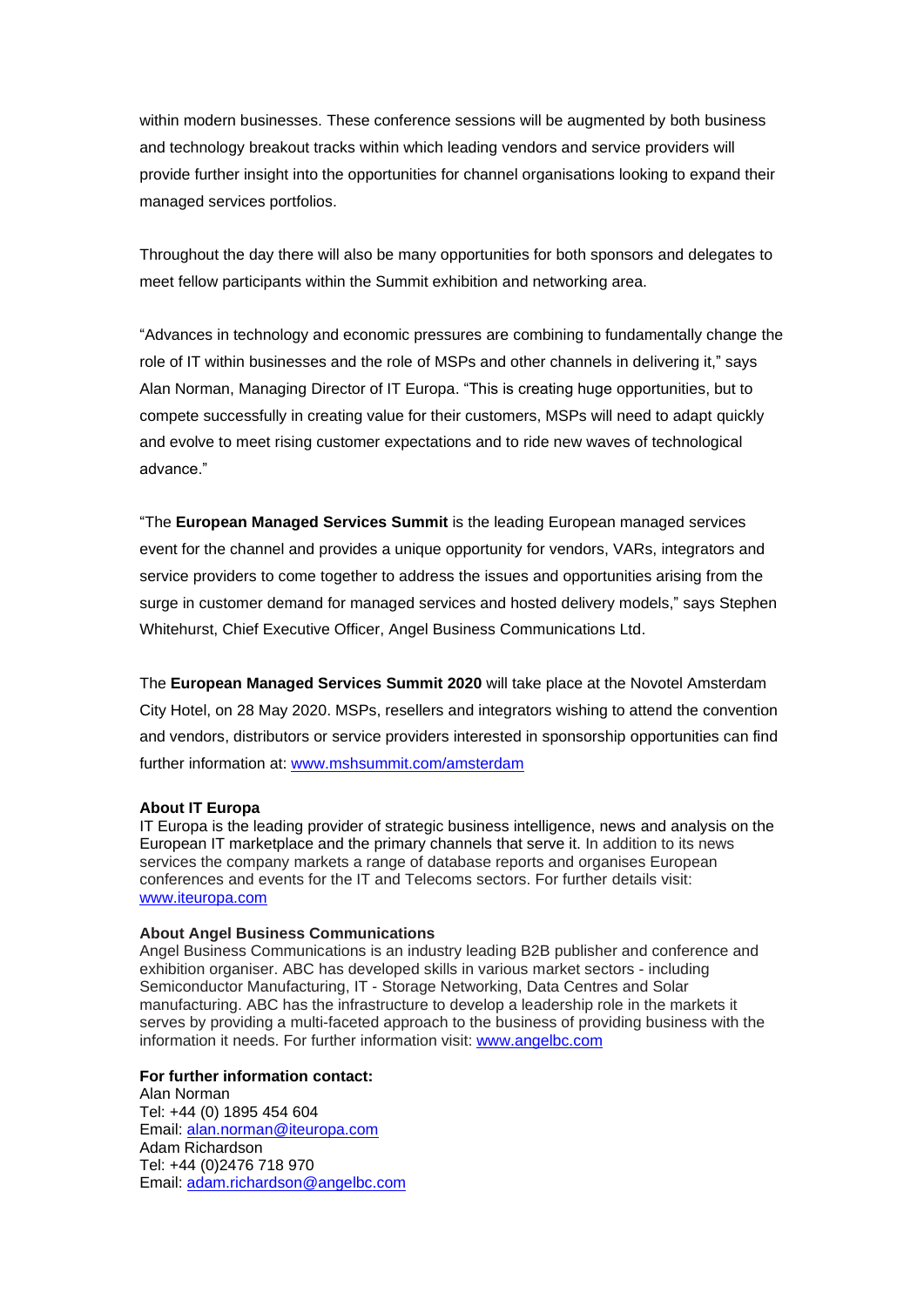within modern businesses. These conference sessions will be augmented by both business and technology breakout tracks within which leading vendors and service providers will provide further insight into the opportunities for channel organisations looking to expand their managed services portfolios.

Throughout the day there will also be many opportunities for both sponsors and delegates to meet fellow participants within the Summit exhibition and networking area.

"Advances in technology and economic pressures are combining to fundamentally change the role of IT within businesses and the role of MSPs and other channels in delivering it," says Alan Norman, Managing Director of IT Europa. "This is creating huge opportunities, but to compete successfully in creating value for their customers, MSPs will need to adapt quickly and evolve to meet rising customer expectations and to ride new waves of technological advance."

"The **European Managed Services Summit** is the leading European managed services event for the channel and provides a unique opportunity for vendors, VARs, integrators and service providers to come together to address the issues and opportunities arising from the surge in customer demand for managed services and hosted delivery models," says Stephen Whitehurst, Chief Executive Officer, Angel Business Communications Ltd.

The **European Managed Services Summit 2020** will take place at the Novotel Amsterdam City Hotel, on 28 May 2020. MSPs, resellers and integrators wishing to attend the convention and vendors, distributors or service providers interested in sponsorship opportunities can find further information at: [www.mshsummit.com/amsterdam](www.mshsummit.com/amsterdam)

**About IT Europa**
IT Europa is the leading provider of strategic business intelligence, news and analysis on the European IT marketplace and the primary channels that serve it. In addition to its news services the company markets a range of database reports and organises European conferences and events for the IT and Telecoms sectors. For further details visit: [www.iteuropa.com](www.iteuropa.com)

**About Angel Business Communications**
Angel Business Communications is an industry leading B2B publisher and conference and exhibition organiser. ABC has developed skills in various market sectors - including Semiconductor Manufacturing, IT - Storage Networking, Data Centres and Solar manufacturing. ABC has the infrastructure to develop a leadership role in the markets it serves by providing a multi-faceted approach to the business of providing business with the information it needs. For further information visit: [www.angelbc.com](www.angelbc.com)

**For further information contact:**
Alan Norman
Tel: +44 (0) 1895 454 604
Email: [alan.norman@iteuropa.com](mailto:alan.norman@iteuropa.com)
Adam Richardson
Tel: +44 (0)2476 718 970
Email: [adam.richardson@angelbc.com](mailto:adam.richardson@angelbc.com)